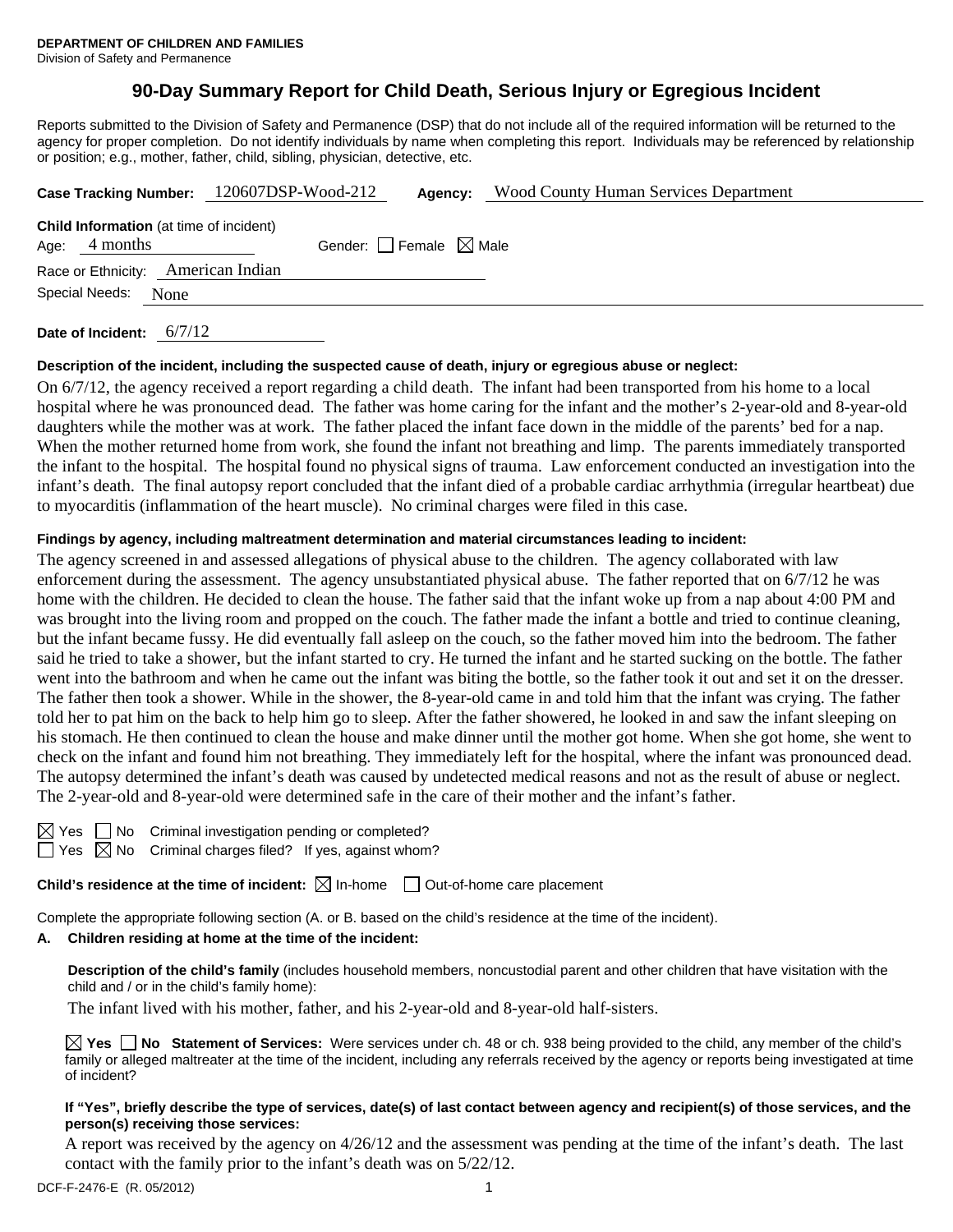**DEPARTMENT OF CHILDREN AND FAMILIES**
Division of Safety and Permanence

# 90-Day Summary Report for Child Death, Serious Injury or Egregious Incident

Reports submitted to the Division of Safety and Permanence (DSP) that do not include all of the required information will be returned to the agency for proper completion. Do not identify individuals by name when completing this report. Individuals may be referenced by relationship or position; e.g., mother, father, child, sibling, physician, detective, etc.

**Case Tracking Number:** 120607DSP-Wood-212 **Agency:** Wood County Human Services Department

**Child Information** (at time of incident)
Age: 4 months Gender: ☐ Female ☒ Male
Race or Ethnicity: American Indian
Special Needs: None

**Date of Incident:** 6/7/12

**Description of the incident, including the suspected cause of death, injury or egregious abuse or neglect:**

On 6/7/12, the agency received a report regarding a child death. The infant had been transported from his home to a local hospital where he was pronounced dead. The father was home caring for the infant and the mother's 2-year-old and 8-year-old daughters while the mother was at work. The father placed the infant face down in the middle of the parents' bed for a nap. When the mother returned home from work, she found the infant not breathing and limp. The parents immediately transported the infant to the hospital. The hospital found no physical signs of trauma. Law enforcement conducted an investigation into the infant's death. The final autopsy report concluded that the infant died of a probable cardiac arrhythmia (irregular heartbeat) due to myocarditis (inflammation of the heart muscle). No criminal charges were filed in this case.

**Findings by agency, including maltreatment determination and material circumstances leading to incident:**

The agency screened in and assessed allegations of physical abuse to the children. The agency collaborated with law enforcement during the assessment. The agency unsubstantiated physical abuse. The father reported that on 6/7/12 he was home with the children. He decided to clean the house. The father said that the infant woke up from a nap about 4:00 PM and was brought into the living room and propped on the couch. The father made the infant a bottle and tried to continue cleaning, but the infant became fussy. He did eventually fall asleep on the couch, so the father moved him into the bedroom. The father said he tried to take a shower, but the infant started to cry. He turned the infant and he started sucking on the bottle. The father went into the bathroom and when he came out the infant was biting the bottle, so the father took it out and set it on the dresser. The father then took a shower. While in the shower, the 8-year-old came in and told him that the infant was crying. The father told her to pat him on the back to help him go to sleep. After the father showered, he looked in and saw the infant sleeping on his stomach. He then continued to clean the house and make dinner until the mother got home. When she got home, she went to check on the infant and found him not breathing. They immediately left for the hospital, where the infant was pronounced dead. The autopsy determined the infant's death was caused by undetected medical reasons and not as the result of abuse or neglect. The 2-year-old and 8-year-old were determined safe in the care of their mother and the infant's father.

☒ Yes ☐ No Criminal investigation pending or completed?
☐ Yes ☒ No Criminal charges filed? If yes, against whom?

**Child's residence at the time of incident:** ☒ In-home ☐ Out-of-home care placement

Complete the appropriate following section (A. or B. based on the child's residence at the time of the incident).

**A. Children residing at home at the time of the incident:**

**Description of the child's family** (includes household members, noncustodial parent and other children that have visitation with the child and / or in the child's family home):

The infant lived with his mother, father, and his 2-year-old and 8-year-old half-sisters.

☒ **Yes** ☐ **No** **Statement of Services:** Were services under ch. 48 or ch. 938 being provided to the child, any member of the child's family or alleged maltreater at the time of the incident, including any referrals received by the agency or reports being investigated at time of incident?

**If "Yes", briefly describe the type of services, date(s) of last contact between agency and recipient(s) of those services, and the person(s) receiving those services:**

A report was received by the agency on 4/26/12 and the assessment was pending at the time of the infant's death. The last contact with the family prior to the infant's death was on 5/22/12.

DCF-F-2476-E (R. 05/2012)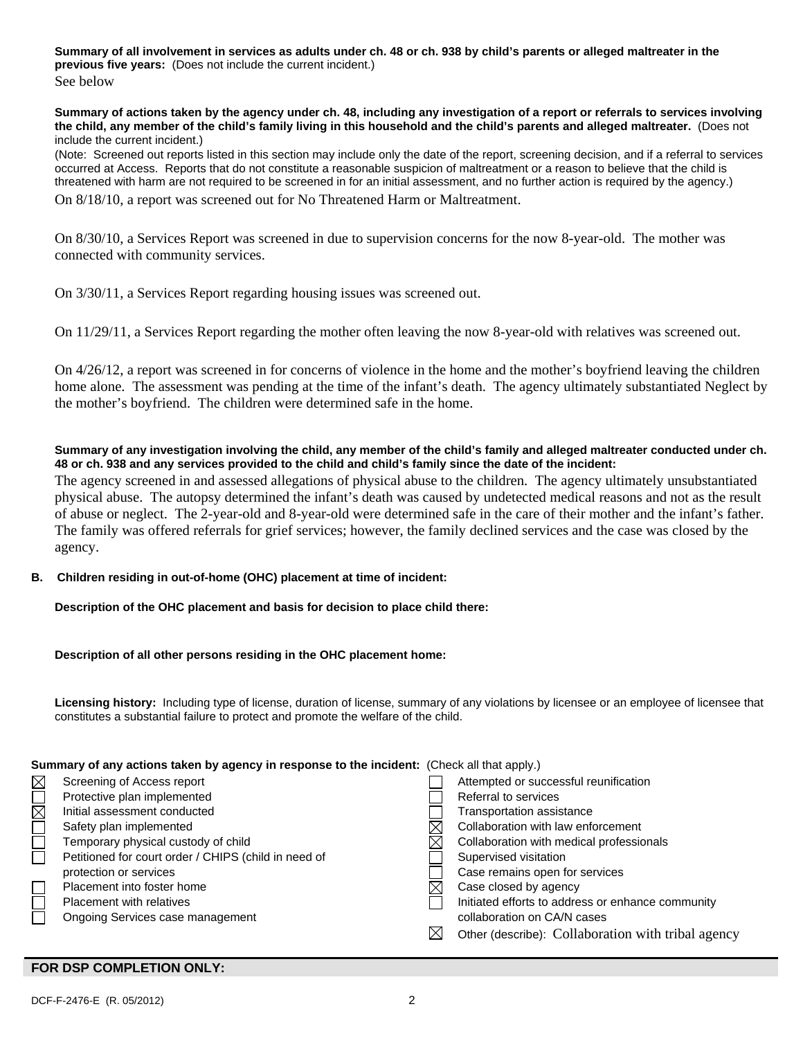**Summary of all involvement in services as adults under ch. 48 or ch. 938 by child's parents or alleged maltreater in the previous five years:** (Does not include the current incident.)

See below

**Summary of actions taken by the agency under ch. 48, including any investigation of a report or referrals to services involving the child, any member of the child's family living in this household and the child's parents and alleged maltreater.** (Does not include the current incident.)

(Note: Screened out reports listed in this section may include only the date of the report, screening decision, and if a referral to services occurred at Access. Reports that do not constitute a reasonable suspicion of maltreatment or a reason to believe that the child is threatened with harm are not required to be screened in for an initial assessment, and no further action is required by the agency.)

On 8/18/10, a report was screened out for No Threatened Harm or Maltreatment.

On 8/30/10, a Services Report was screened in due to supervision concerns for the now 8-year-old. The mother was connected with community services.

On 3/30/11, a Services Report regarding housing issues was screened out.

On 11/29/11, a Services Report regarding the mother often leaving the now 8-year-old with relatives was screened out.

On 4/26/12, a report was screened in for concerns of violence in the home and the mother's boyfriend leaving the children home alone. The assessment was pending at the time of the infant's death. The agency ultimately substantiated Neglect by the mother's boyfriend. The children were determined safe in the home.

**Summary of any investigation involving the child, any member of the child's family and alleged maltreater conducted under ch. 48 or ch. 938 and any services provided to the child and child's family since the date of the incident:**

The agency screened in and assessed allegations of physical abuse to the children. The agency ultimately unsubstantiated physical abuse. The autopsy determined the infant's death was caused by undetected medical reasons and not as the result of abuse or neglect. The 2-year-old and 8-year-old were determined safe in the care of their mother and the infant's father. The family was offered referrals for grief services; however, the family declined services and the case was closed by the agency.

**B. Children residing in out-of-home (OHC) placement at time of incident:**

**Description of the OHC placement and basis for decision to place child there:**

**Description of all other persons residing in the OHC placement home:**

**Licensing history:** Including type of license, duration of license, summary of any violations by licensee or an employee of licensee that constitutes a substantial failure to protect and promote the welfare of the child.

**Summary of any actions taken by agency in response to the incident:** (Check all that apply.)

- ☒ Screening of Access report
- ☐ Protective plan implemented
- ☒ Initial assessment conducted
- ☐ Safety plan implemented
- ☐ Temporary physical custody of child
- ☐ Petitioned for court order / CHIPS (child in need of protection or services
- ☐ Placement into foster home
- ☐ Placement with relatives
- ☐ Ongoing Services case management
- ☐ Attempted or successful reunification
- ☐ Referral to services
- ☐ Transportation assistance
- ☒ Collaboration with law enforcement
- ☒ Collaboration with medical professionals
- ☐ Supervised visitation
- ☐ Case remains open for services
- ☒ Case closed by agency
- ☐ Initiated efforts to address or enhance community collaboration on CA/N cases
- ☒ Other (describe): Collaboration with tribal agency

**FOR DSP COMPLETION ONLY:**

DCF-F-2476-E (R. 05/2012)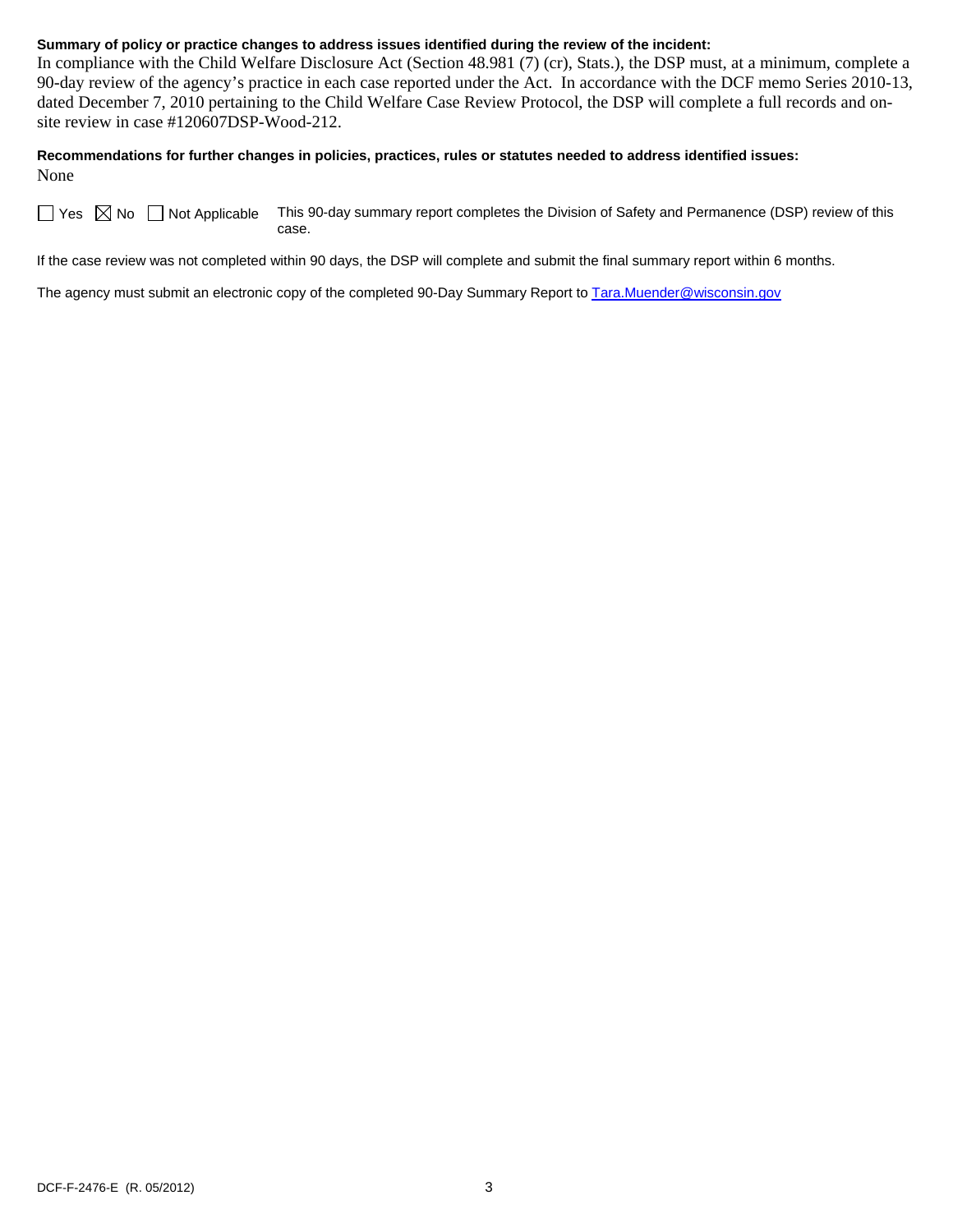**Summary of policy or practice changes to address issues identified during the review of the incident:**

In compliance with the Child Welfare Disclosure Act (Section 48.981 (7) (cr), Stats.), the DSP must, at a minimum, complete a 90-day review of the agency's practice in each case reported under the Act. In accordance with the DCF memo Series 2010-13, dated December 7, 2010 pertaining to the Child Welfare Case Review Protocol, the DSP will complete a full records and on-site review in case #120607DSP-Wood-212.

**Recommendations for further changes in policies, practices, rules or statutes needed to address identified issues:**

None

☐ Yes ☒ No ☐ Not Applicable This 90-day summary report completes the Division of Safety and Permanence (DSP) review of this case.

If the case review was not completed within 90 days, the DSP will complete and submit the final summary report within 6 months.

The agency must submit an electronic copy of the completed 90-Day Summary Report to Tara.Muender@wisconsin.gov

DCF-F-2476-E (R. 05/2012)